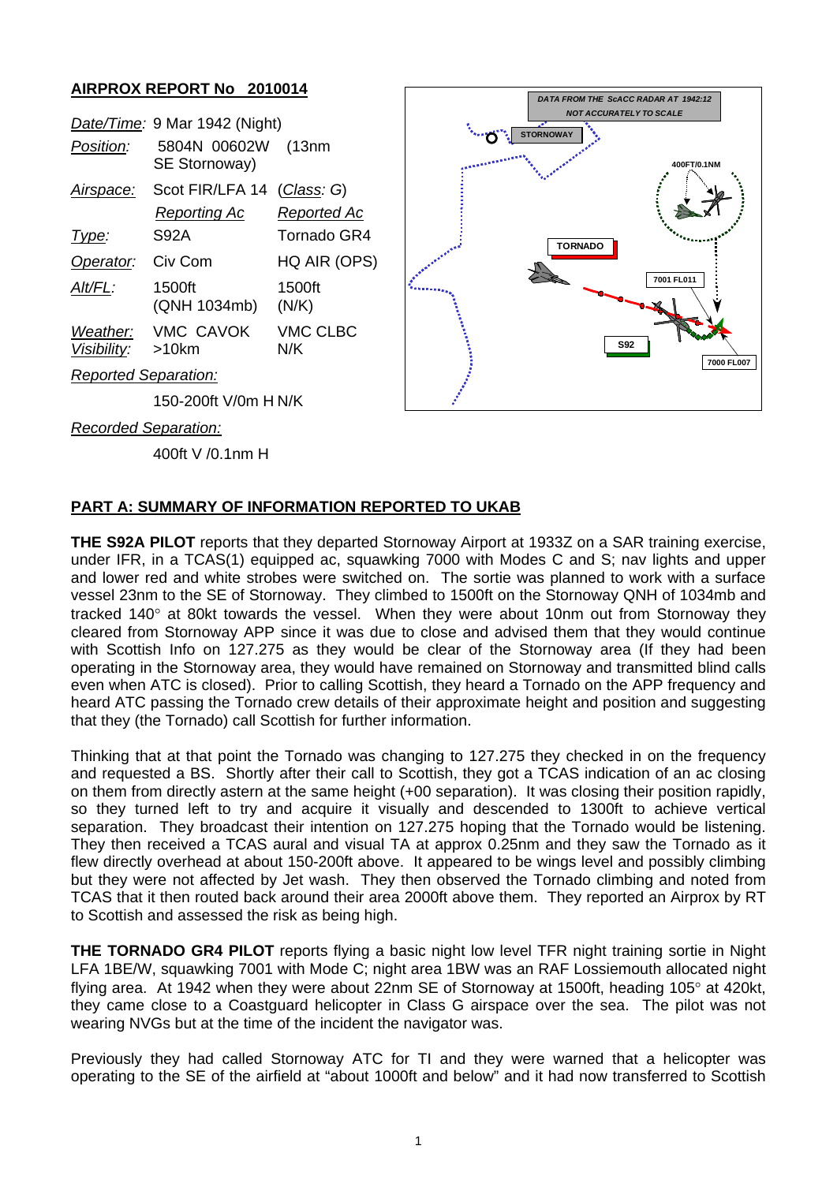## AIRPROX REPORT No 2010014

| | | |
|---|---|---|
| *Date/Time:* | 9 Mar 1942 (Night) | |
| *Position:* | 5804N 00602W (13nm SE Stornoway) | |
| *Airspace:* | Scot FIR/LFA 14 | (*Class: G*) |
| | *Reporting Ac* | *Reported Ac* |
| *Type:* | S92A | Tornado GR4 |
| *Operator:* | Civ Com | HQ AIR (OPS) |
| *Alt/FL:* | 1500ft (QNH 1034mb) | 1500ft (N/K) |
| *Weather:* | VMC CAVOK | VMC CLBC |
| *Visibility:* | >10km | N/K |
| *Reported Separation:* | | |
| | 150-200ft V/0m H | N/K |
| *Recorded Separation:* | | |
| | 400ft V /0.1nm H | |

DATA FROM THE ScACC RADAR AT 1942:12
NOT ACCURATELY TO SCALE

## PART A: SUMMARY OF INFORMATION REPORTED TO UKAB

**THE S92A PILOT** reports that they departed Stornoway Airport at 1933Z on a SAR training exercise, under IFR, in a TCAS(1) equipped ac, squawking 7000 with Modes C and S; nav lights and upper and lower red and white strobes were switched on. The sortie was planned to work with a surface vessel 23nm to the SE of Stornoway. They climbed to 1500ft on the Stornoway QNH of 1034mb and tracked 140° at 80kt towards the vessel. When they were about 10nm out from Stornoway they cleared from Stornoway APP since it was due to close and advised them that they would continue with Scottish Info on 127.275 as they would be clear of the Stornoway area (If they had been operating in the Stornoway area, they would have remained on Stornoway and transmitted blind calls even when ATC is closed). Prior to calling Scottish, they heard a Tornado on the APP frequency and heard ATC passing the Tornado crew details of their approximate height and position and suggesting that they (the Tornado) call Scottish for further information.

Thinking that at that point the Tornado was changing to 127.275 they checked in on the frequency and requested a BS. Shortly after their call to Scottish, they got a TCAS indication of an ac closing on them from directly astern at the same height (+00 separation). It was closing their position rapidly, so they turned left to try and acquire it visually and descended to 1300ft to achieve vertical separation. They broadcast their intention on 127.275 hoping that the Tornado would be listening. They then received a TCAS aural and visual TA at approx 0.25nm and they saw the Tornado as it flew directly overhead at about 150-200ft above. It appeared to be wings level and possibly climbing but they were not affected by Jet wash. They then observed the Tornado climbing and noted from TCAS that it then routed back around their area 2000ft above them. They reported an Airprox by RT to Scottish and assessed the risk as being high.

**THE TORNADO GR4 PILOT** reports flying a basic night low level TFR night training sortie in Night LFA 1BE/W, squawking 7001 with Mode C; night area 1BW was an RAF Lossiemouth allocated night flying area. At 1942 when they were about 22nm SE of Stornoway at 1500ft, heading 105° at 420kt, they came close to a Coastguard helicopter in Class G airspace over the sea. The pilot was not wearing NVGs but at the time of the incident the navigator was.

Previously they had called Stornoway ATC for TI and they were warned that a helicopter was operating to the SE of the airfield at "about 1000ft and below" and it had now transferred to Scottish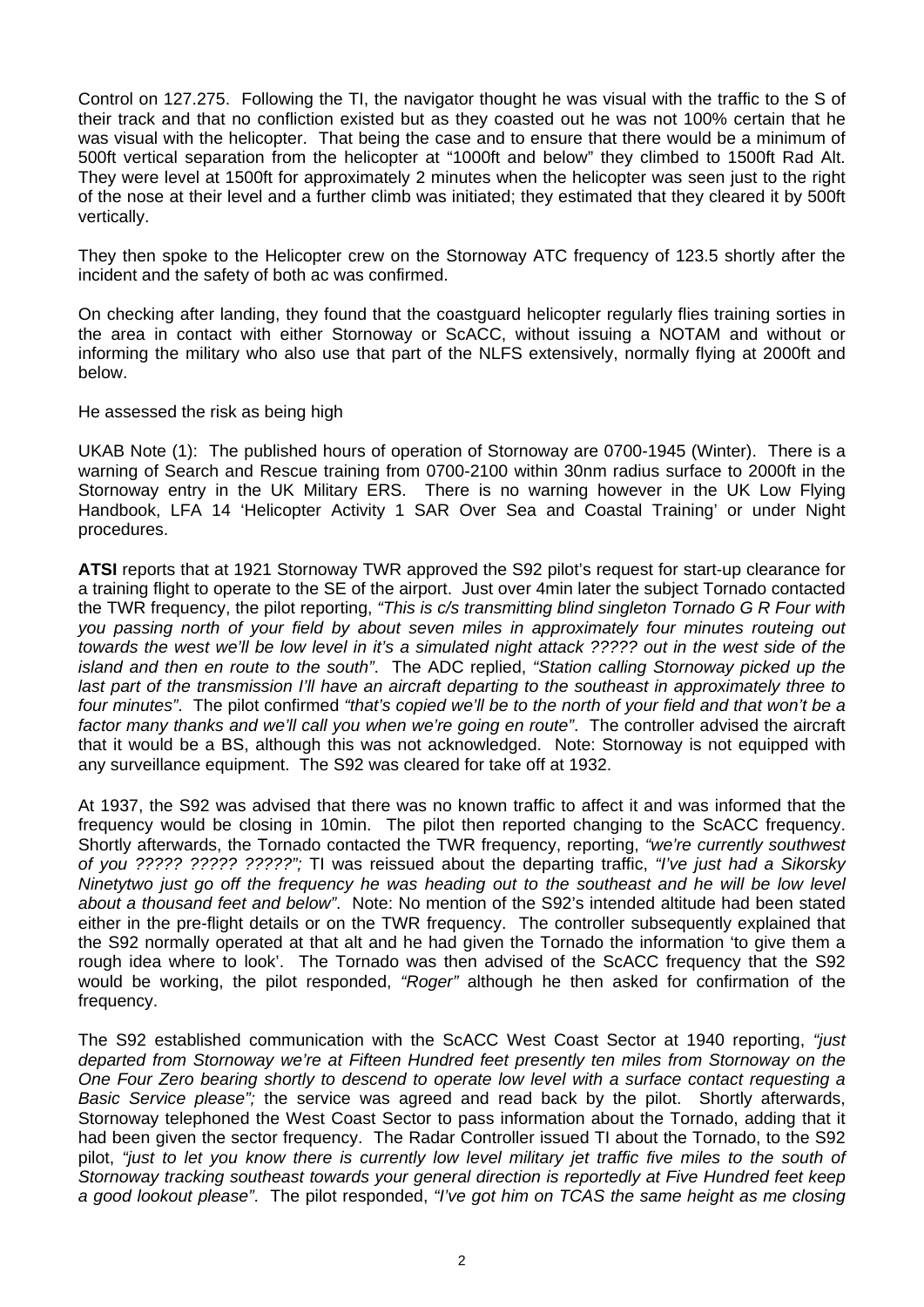Control on 127.275. Following the TI, the navigator thought he was visual with the traffic to the S of their track and that no confliction existed but as they coasted out he was not 100% certain that he was visual with the helicopter. That being the case and to ensure that there would be a minimum of 500ft vertical separation from the helicopter at "1000ft and below" they climbed to 1500ft Rad Alt. They were level at 1500ft for approximately 2 minutes when the helicopter was seen just to the right of the nose at their level and a further climb was initiated; they estimated that they cleared it by 500ft vertically.

They then spoke to the Helicopter crew on the Stornoway ATC frequency of 123.5 shortly after the incident and the safety of both ac was confirmed.

On checking after landing, they found that the coastguard helicopter regularly flies training sorties in the area in contact with either Stornoway or ScACC, without issuing a NOTAM and without or informing the military who also use that part of the NLFS extensively, normally flying at 2000ft and below.

He assessed the risk as being high

UKAB Note (1): The published hours of operation of Stornoway are 0700-1945 (Winter). There is a warning of Search and Rescue training from 0700-2100 within 30nm radius surface to 2000ft in the Stornoway entry in the UK Military ERS. There is no warning however in the UK Low Flying Handbook, LFA 14 'Helicopter Activity 1 SAR Over Sea and Coastal Training' or under Night procedures.

**ATSI** reports that at 1921 Stornoway TWR approved the S92 pilot's request for start-up clearance for a training flight to operate to the SE of the airport. Just over 4min later the subject Tornado contacted the TWR frequency, the pilot reporting, *"This is c/s transmitting blind singleton Tornado G R Four with you passing north of your field by about seven miles in approximately four minutes routeing out towards the west we'll be low level in it's a simulated night attack ????? out in the west side of the island and then en route to the south"*. The ADC replied, *"Station calling Stornoway picked up the last part of the transmission I'll have an aircraft departing to the southeast in approximately three to four minutes"*. The pilot confirmed *"that's copied we'll be to the north of your field and that won't be a factor many thanks and we'll call you when we're going en route"*. The controller advised the aircraft that it would be a BS, although this was not acknowledged. Note: Stornoway is not equipped with any surveillance equipment. The S92 was cleared for take off at 1932.

At 1937, the S92 was advised that there was no known traffic to affect it and was informed that the frequency would be closing in 10min. The pilot then reported changing to the ScACC frequency. Shortly afterwards, the Tornado contacted the TWR frequency, reporting, *"we're currently southwest of you ????? ????? ?????";* TI was reissued about the departing traffic, *"I've just had a Sikorsky Ninetytwo just go off the frequency he was heading out to the southeast and he will be low level about a thousand feet and below"*. Note: No mention of the S92's intended altitude had been stated either in the pre-flight details or on the TWR frequency. The controller subsequently explained that the S92 normally operated at that alt and he had given the Tornado the information 'to give them a rough idea where to look'. The Tornado was then advised of the ScACC frequency that the S92 would be working, the pilot responded, *"Roger"* although he then asked for confirmation of the frequency.

The S92 established communication with the ScACC West Coast Sector at 1940 reporting, *"just departed from Stornoway we're at Fifteen Hundred feet presently ten miles from Stornoway on the One Four Zero bearing shortly to descend to operate low level with a surface contact requesting a Basic Service please";* the service was agreed and read back by the pilot. Shortly afterwards, Stornoway telephoned the West Coast Sector to pass information about the Tornado, adding that it had been given the sector frequency. The Radar Controller issued TI about the Tornado, to the S92 pilot, *"just to let you know there is currently low level military jet traffic five miles to the south of Stornoway tracking southeast towards your general direction is reportedly at Five Hundred feet keep a good lookout please"*. The pilot responded, *"I've got him on TCAS the same height as me closing*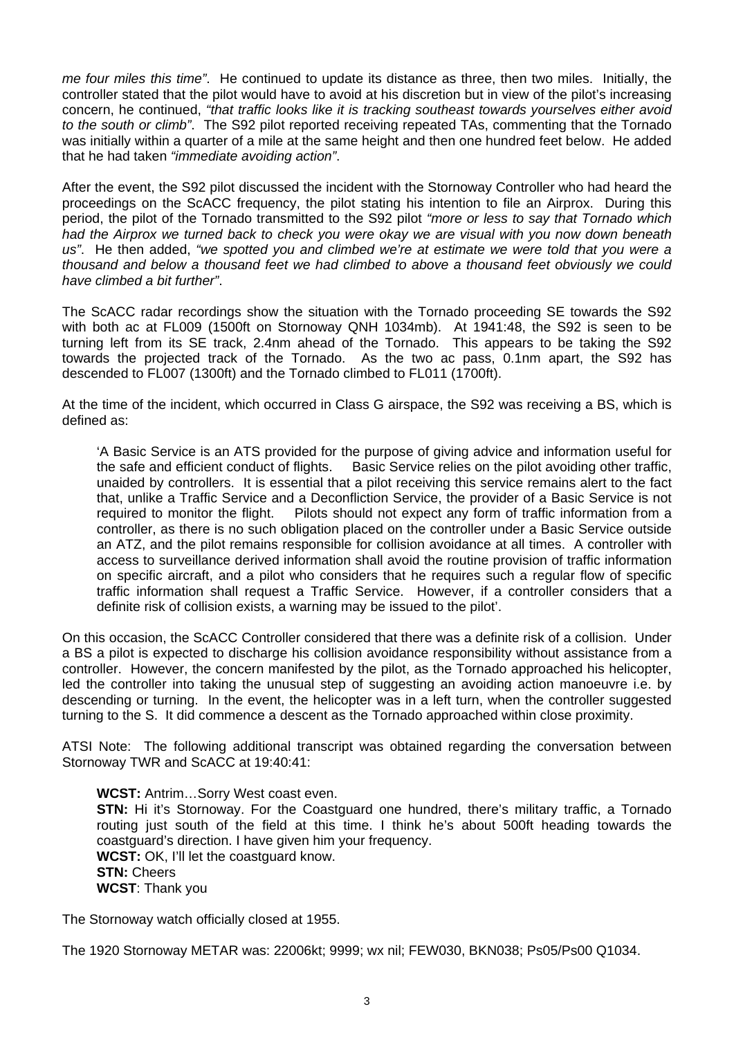*me four miles this time"*. He continued to update its distance as three, then two miles. Initially, the controller stated that the pilot would have to avoid at his discretion but in view of the pilot's increasing concern, he continued, *"that traffic looks like it is tracking southeast towards yourselves either avoid to the south or climb"*. The S92 pilot reported receiving repeated TAs, commenting that the Tornado was initially within a quarter of a mile at the same height and then one hundred feet below. He added that he had taken *"immediate avoiding action"*.

After the event, the S92 pilot discussed the incident with the Stornoway Controller who had heard the proceedings on the ScACC frequency, the pilot stating his intention to file an Airprox. During this period, the pilot of the Tornado transmitted to the S92 pilot *"more or less to say that Tornado which had the Airprox we turned back to check you were okay we are visual with you now down beneath us"*. He then added, *"we spotted you and climbed we're at estimate we were told that you were a thousand and below a thousand feet we had climbed to above a thousand feet obviously we could have climbed a bit further"*.

The ScACC radar recordings show the situation with the Tornado proceeding SE towards the S92 with both ac at FL009 (1500ft on Stornoway QNH 1034mb). At 1941:48, the S92 is seen to be turning left from its SE track, 2.4nm ahead of the Tornado. This appears to be taking the S92 towards the projected track of the Tornado. As the two ac pass, 0.1nm apart, the S92 has descended to FL007 (1300ft) and the Tornado climbed to FL011 (1700ft).

At the time of the incident, which occurred in Class G airspace, the S92 was receiving a BS, which is defined as:

> 'A Basic Service is an ATS provided for the purpose of giving advice and information useful for the safe and efficient conduct of flights. Basic Service relies on the pilot avoiding other traffic, unaided by controllers. It is essential that a pilot receiving this service remains alert to the fact that, unlike a Traffic Service and a Deconfliction Service, the provider of a Basic Service is not required to monitor the flight. Pilots should not expect any form of traffic information from a controller, as there is no such obligation placed on the controller under a Basic Service outside an ATZ, and the pilot remains responsible for collision avoidance at all times. A controller with access to surveillance derived information shall avoid the routine provision of traffic information on specific aircraft, and a pilot who considers that he requires such a regular flow of specific traffic information shall request a Traffic Service. However, if a controller considers that a definite risk of collision exists, a warning may be issued to the pilot'.

On this occasion, the ScACC Controller considered that there was a definite risk of a collision. Under a BS a pilot is expected to discharge his collision avoidance responsibility without assistance from a controller. However, the concern manifested by the pilot, as the Tornado approached his helicopter, led the controller into taking the unusual step of suggesting an avoiding action manoeuvre i.e. by descending or turning. In the event, the helicopter was in a left turn, when the controller suggested turning to the S. It did commence a descent as the Tornado approached within close proximity.

ATSI Note: The following additional transcript was obtained regarding the conversation between Stornoway TWR and ScACC at 19:40:41:

> **WCST:** Antrim…Sorry West coast even.
> **STN:** Hi it's Stornoway. For the Coastguard one hundred, there's military traffic, a Tornado routing just south of the field at this time. I think he's about 500ft heading towards the coastguard's direction. I have given him your frequency.
> **WCST:** OK, I'll let the coastguard know.
> **STN:** Cheers
> **WCST**: Thank you

The Stornoway watch officially closed at 1955.

The 1920 Stornoway METAR was: 22006kt; 9999; wx nil; FEW030, BKN038; Ps05/Ps00 Q1034.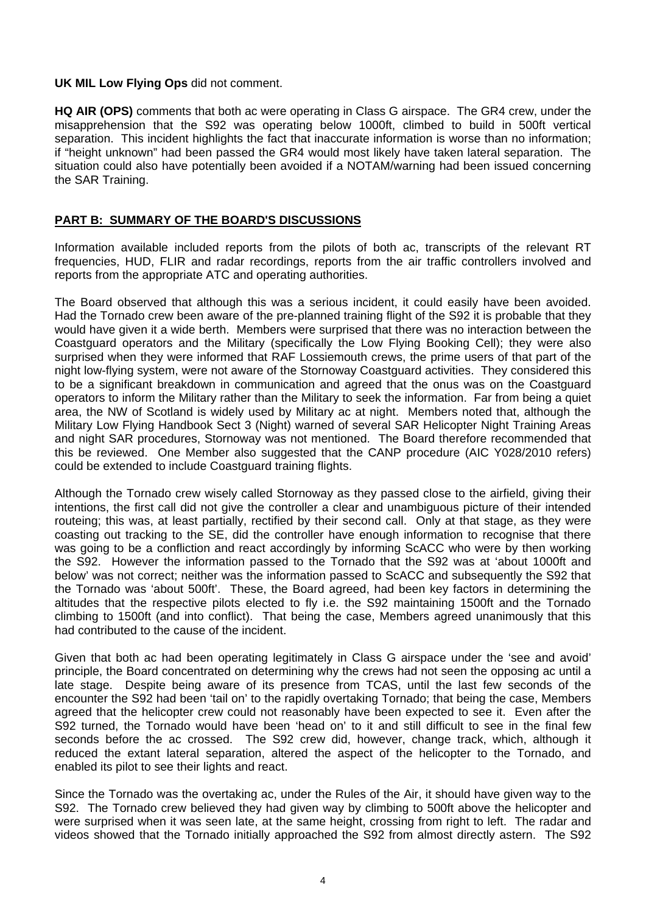**UK MIL Low Flying Ops** did not comment.

**HQ AIR (OPS)** comments that both ac were operating in Class G airspace. The GR4 crew, under the misapprehension that the S92 was operating below 1000ft, climbed to build in 500ft vertical separation. This incident highlights the fact that inaccurate information is worse than no information; if "height unknown" had been passed the GR4 would most likely have taken lateral separation. The situation could also have potentially been avoided if a NOTAM/warning had been issued concerning the SAR Training.

## PART B: SUMMARY OF THE BOARD'S DISCUSSIONS

Information available included reports from the pilots of both ac, transcripts of the relevant RT frequencies, HUD, FLIR and radar recordings, reports from the air traffic controllers involved and reports from the appropriate ATC and operating authorities.

The Board observed that although this was a serious incident, it could easily have been avoided. Had the Tornado crew been aware of the pre-planned training flight of the S92 it is probable that they would have given it a wide berth. Members were surprised that there was no interaction between the Coastguard operators and the Military (specifically the Low Flying Booking Cell); they were also surprised when they were informed that RAF Lossiemouth crews, the prime users of that part of the night low-flying system, were not aware of the Stornoway Coastguard activities. They considered this to be a significant breakdown in communication and agreed that the onus was on the Coastguard operators to inform the Military rather than the Military to seek the information. Far from being a quiet area, the NW of Scotland is widely used by Military ac at night. Members noted that, although the Military Low Flying Handbook Sect 3 (Night) warned of several SAR Helicopter Night Training Areas and night SAR procedures, Stornoway was not mentioned. The Board therefore recommended that this be reviewed. One Member also suggested that the CANP procedure (AIC Y028/2010 refers) could be extended to include Coastguard training flights.

Although the Tornado crew wisely called Stornoway as they passed close to the airfield, giving their intentions, the first call did not give the controller a clear and unambiguous picture of their intended routeing; this was, at least partially, rectified by their second call. Only at that stage, as they were coasting out tracking to the SE, did the controller have enough information to recognise that there was going to be a confliction and react accordingly by informing ScACC who were by then working the S92. However the information passed to the Tornado that the S92 was at 'about 1000ft and below' was not correct; neither was the information passed to ScACC and subsequently the S92 that the Tornado was 'about 500ft'. These, the Board agreed, had been key factors in determining the altitudes that the respective pilots elected to fly i.e. the S92 maintaining 1500ft and the Tornado climbing to 1500ft (and into conflict). That being the case, Members agreed unanimously that this had contributed to the cause of the incident.

Given that both ac had been operating legitimately in Class G airspace under the 'see and avoid' principle, the Board concentrated on determining why the crews had not seen the opposing ac until a late stage. Despite being aware of its presence from TCAS, until the last few seconds of the encounter the S92 had been 'tail on' to the rapidly overtaking Tornado; that being the case, Members agreed that the helicopter crew could not reasonably have been expected to see it. Even after the S92 turned, the Tornado would have been 'head on' to it and still difficult to see in the final few seconds before the ac crossed. The S92 crew did, however, change track, which, although it reduced the extant lateral separation, altered the aspect of the helicopter to the Tornado, and enabled its pilot to see their lights and react.

Since the Tornado was the overtaking ac, under the Rules of the Air, it should have given way to the S92. The Tornado crew believed they had given way by climbing to 500ft above the helicopter and were surprised when it was seen late, at the same height, crossing from right to left. The radar and videos showed that the Tornado initially approached the S92 from almost directly astern. The S92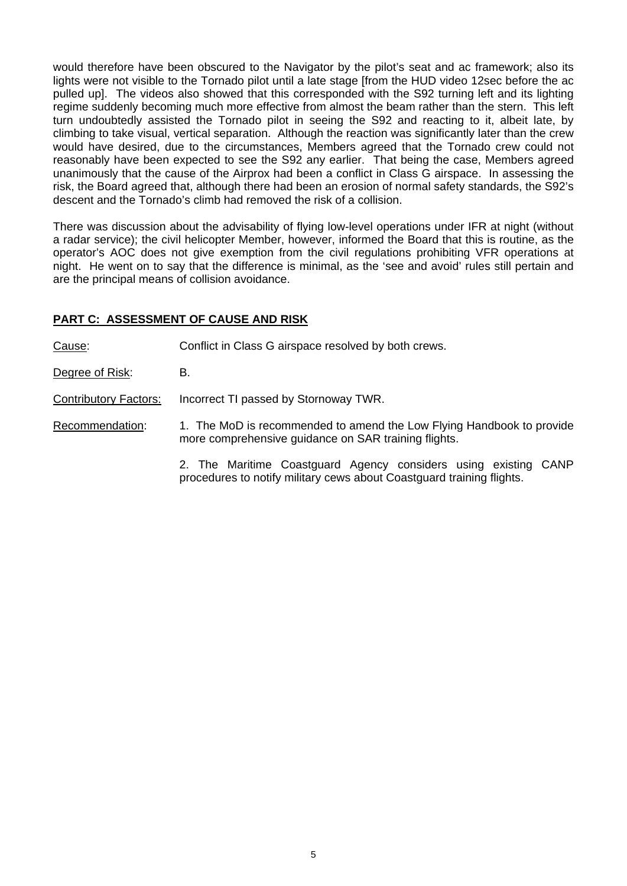would therefore have been obscured to the Navigator by the pilot's seat and ac framework; also its lights were not visible to the Tornado pilot until a late stage [from the HUD video 12sec before the ac pulled up]. The videos also showed that this corresponded with the S92 turning left and its lighting regime suddenly becoming much more effective from almost the beam rather than the stern. This left turn undoubtedly assisted the Tornado pilot in seeing the S92 and reacting to it, albeit late, by climbing to take visual, vertical separation. Although the reaction was significantly later than the crew would have desired, due to the circumstances, Members agreed that the Tornado crew could not reasonably have been expected to see the S92 any earlier. That being the case, Members agreed unanimously that the cause of the Airprox had been a conflict in Class G airspace. In assessing the risk, the Board agreed that, although there had been an erosion of normal safety standards, the S92's descent and the Tornado's climb had removed the risk of a collision.

There was discussion about the advisability of flying low-level operations under IFR at night (without a radar service); the civil helicopter Member, however, informed the Board that this is routine, as the operator's AOC does not give exemption from the civil regulations prohibiting VFR operations at night. He went on to say that the difference is minimal, as the 'see and avoid' rules still pertain and are the principal means of collision avoidance.

## PART C: ASSESSMENT OF CAUSE AND RISK

Cause: Conflict in Class G airspace resolved by both crews.

Degree of Risk: B.

Contributory Factors: Incorrect TI passed by Stornoway TWR.

Recommendation:

1. The MoD is recommended to amend the Low Flying Handbook to provide more comprehensive guidance on SAR training flights.

2. The Maritime Coastguard Agency considers using existing CANP procedures to notify military cews about Coastguard training flights.